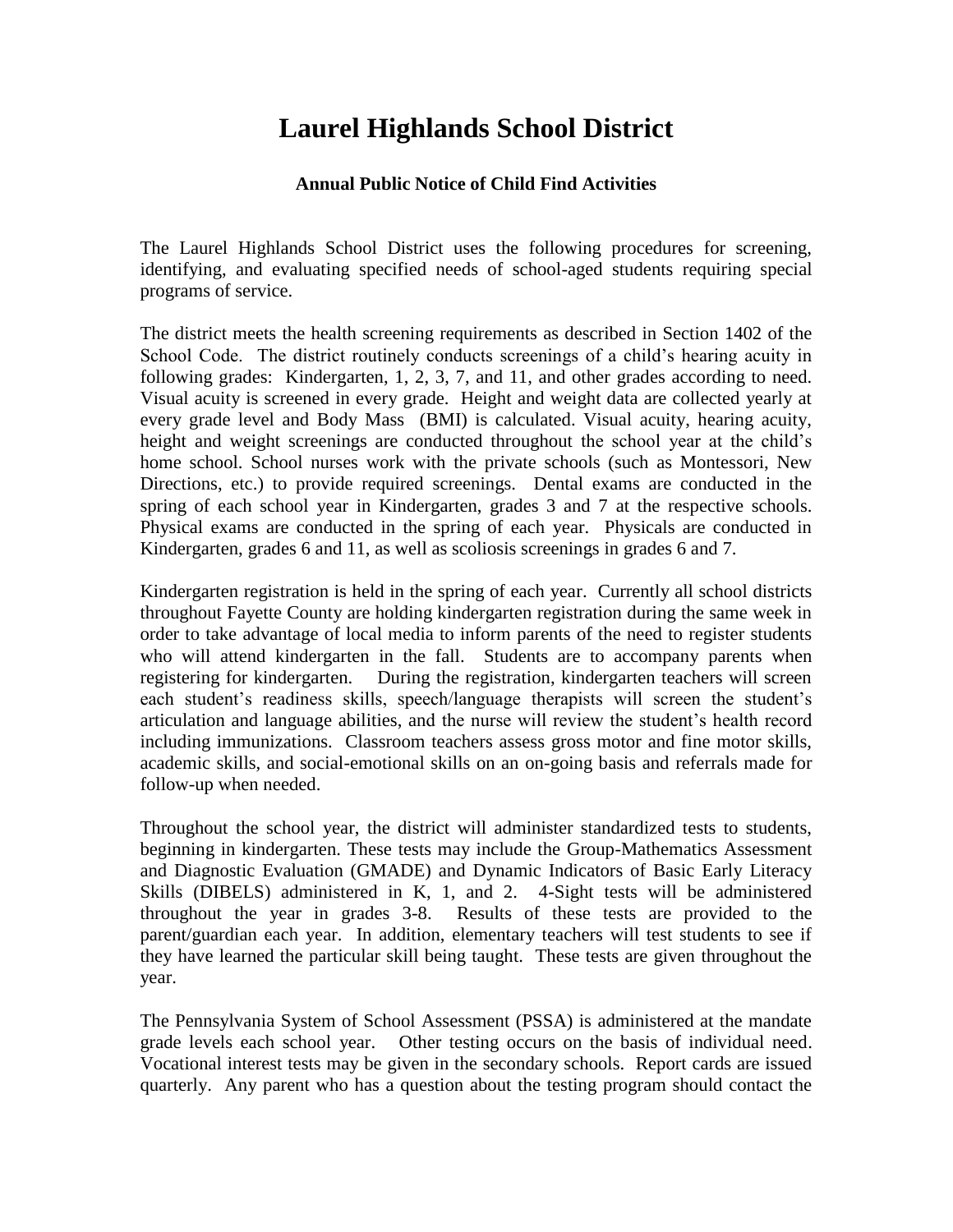# Laurel Highlands School District

### Annual Public Notice of Child Find Activities

The Laurel Highlands School District uses the following procedures for screening, identifying, and evaluating specified needs of school-aged students requiring special programs of service.

The district meets the health screening requirements as described in Section 1402 of the School Code. The district routinely conducts screenings of a child's hearing acuity in following grades: Kindergarten, 1, 2, 3, 7, and 11, and other grades according to need. Visual acuity is screened in every grade. Height and weight data are collected yearly at every grade level and Body Mass (BMI) is calculated. Visual acuity, hearing acuity, height and weight screenings are conducted throughout the school year at the child's home school. School nurses work with the private schools (such as Montessori, New Directions, etc.) to provide required screenings. Dental exams are conducted in the spring of each school year in Kindergarten, grades 3 and 7 at the respective schools. Physical exams are conducted in the spring of each year. Physicals are conducted in Kindergarten, grades 6 and 11, as well as scoliosis screenings in grades 6 and 7.

Kindergarten registration is held in the spring of each year. Currently all school districts throughout Fayette County are holding kindergarten registration during the same week in order to take advantage of local media to inform parents of the need to register students who will attend kindergarten in the fall. Students are to accompany parents when registering for kindergarten. During the registration, kindergarten teachers will screen each student's readiness skills, speech/language therapists will screen the student's articulation and language abilities, and the nurse will review the student's health record including immunizations. Classroom teachers assess gross motor and fine motor skills, academic skills, and social-emotional skills on an on-going basis and referrals made for follow-up when needed.

Throughout the school year, the district will administer standardized tests to students, beginning in kindergarten. These tests may include the Group-Mathematics Assessment and Diagnostic Evaluation (GMADE) and Dynamic Indicators of Basic Early Literacy Skills (DIBELS) administered in K, 1, and 2. 4-Sight tests will be administered throughout the year in grades 3-8. Results of these tests are provided to the parent/guardian each year. In addition, elementary teachers will test students to see if they have learned the particular skill being taught. These tests are given throughout the year.

The Pennsylvania System of School Assessment (PSSA) is administered at the mandate grade levels each school year. Other testing occurs on the basis of individual need. Vocational interest tests may be given in the secondary schools. Report cards are issued quarterly. Any parent who has a question about the testing program should contact the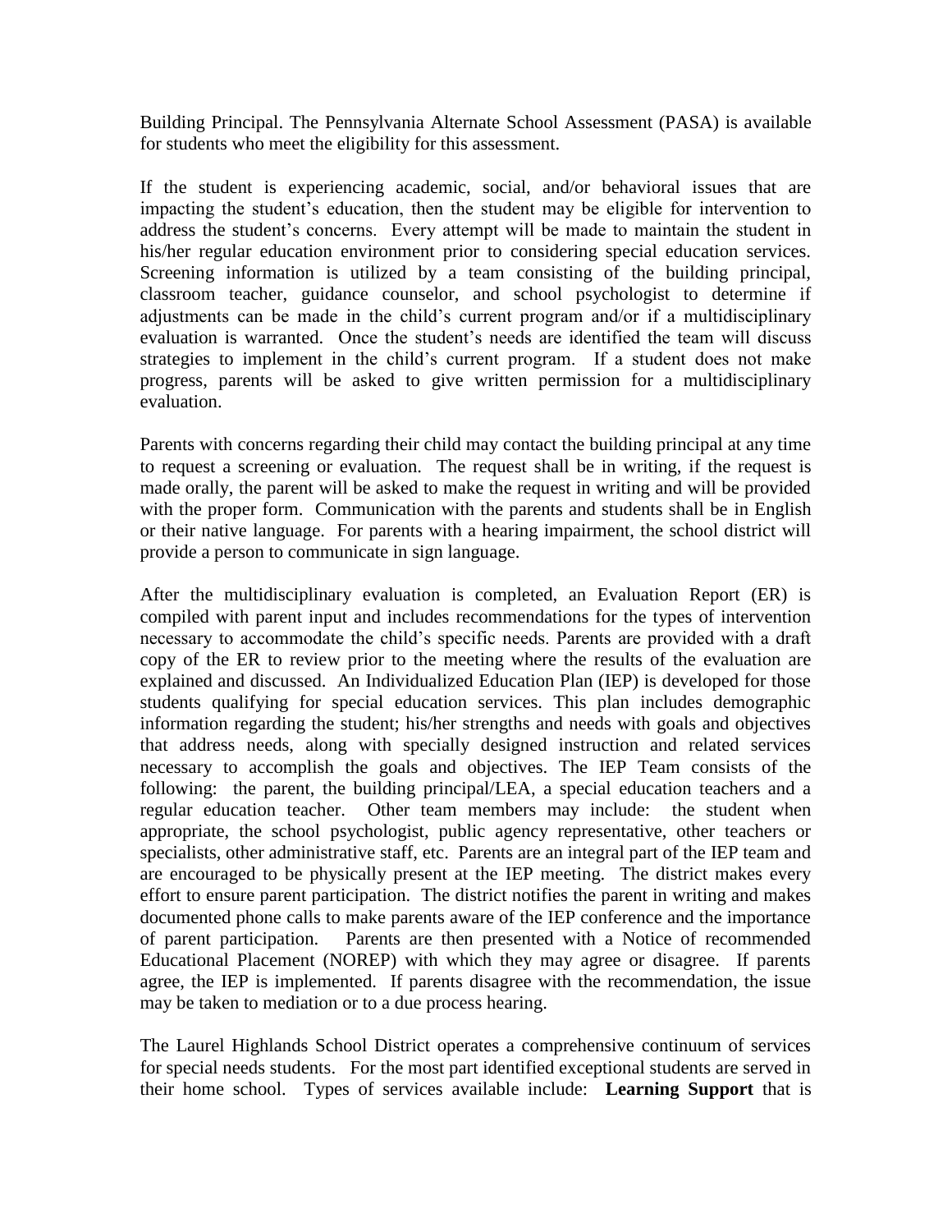Building Principal. The Pennsylvania Alternate School Assessment (PASA) is available for students who meet the eligibility for this assessment.

If the student is experiencing academic, social, and/or behavioral issues that are impacting the student's education, then the student may be eligible for intervention to address the student's concerns. Every attempt will be made to maintain the student in his/her regular education environment prior to considering special education services. Screening information is utilized by a team consisting of the building principal, classroom teacher, guidance counselor, and school psychologist to determine if adjustments can be made in the child's current program and/or if a multidisciplinary evaluation is warranted. Once the student's needs are identified the team will discuss strategies to implement in the child's current program. If a student does not make progress, parents will be asked to give written permission for a multidisciplinary evaluation.

Parents with concerns regarding their child may contact the building principal at any time to request a screening or evaluation. The request shall be in writing, if the request is made orally, the parent will be asked to make the request in writing and will be provided with the proper form. Communication with the parents and students shall be in English or their native language. For parents with a hearing impairment, the school district will provide a person to communicate in sign language.

After the multidisciplinary evaluation is completed, an Evaluation Report (ER) is compiled with parent input and includes recommendations for the types of intervention necessary to accommodate the child's specific needs. Parents are provided with a draft copy of the ER to review prior to the meeting where the results of the evaluation are explained and discussed. An Individualized Education Plan (IEP) is developed for those students qualifying for special education services. This plan includes demographic information regarding the student; his/her strengths and needs with goals and objectives that address needs, along with specially designed instruction and related services necessary to accomplish the goals and objectives. The IEP Team consists of the following: the parent, the building principal/LEA, a special education teachers and a regular education teacher. Other team members may include: the student when appropriate, the school psychologist, public agency representative, other teachers or specialists, other administrative staff, etc. Parents are an integral part of the IEP team and are encouraged to be physically present at the IEP meeting. The district makes every effort to ensure parent participation. The district notifies the parent in writing and makes documented phone calls to make parents aware of the IEP conference and the importance of parent participation. Parents are then presented with a Notice of recommended Educational Placement (NOREP) with which they may agree or disagree. If parents agree, the IEP is implemented. If parents disagree with the recommendation, the issue may be taken to mediation or to a due process hearing.

The Laurel Highlands School District operates a comprehensive continuum of services for special needs students. For the most part identified exceptional students are served in their home school. Types of services available include: **Learning Support** that is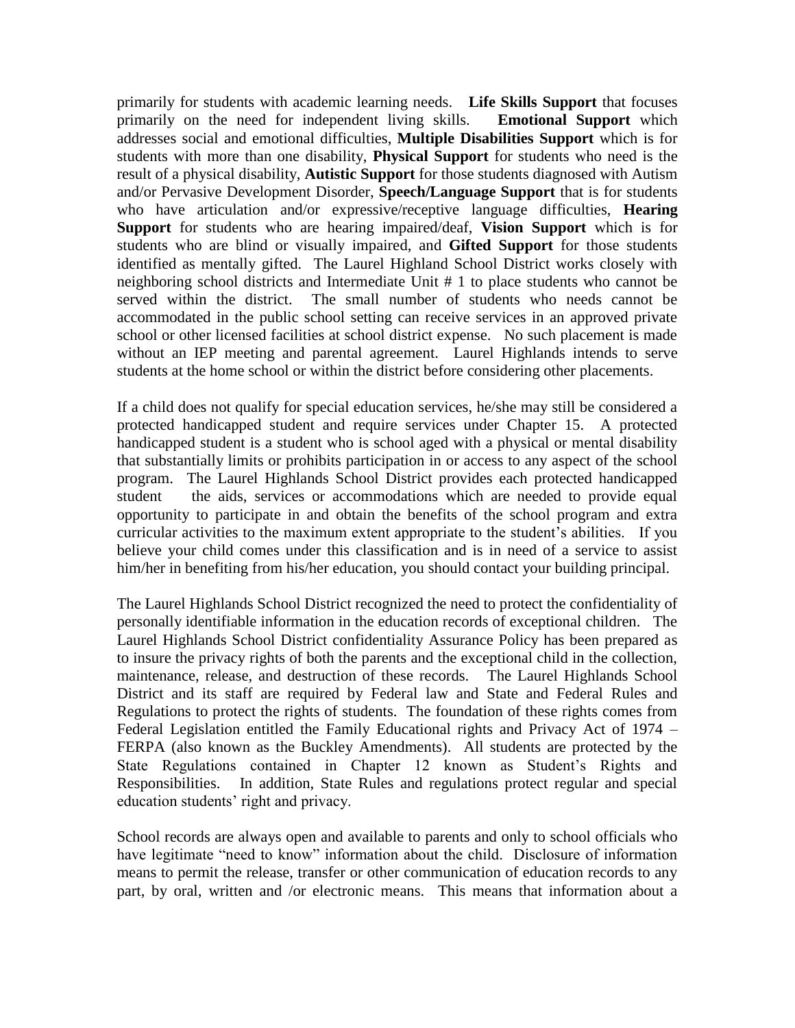primarily for students with academic learning needs. **Life Skills Support** that focuses primarily on the need for independent living skills. **Emotional Support** which addresses social and emotional difficulties, **Multiple Disabilities Support** which is for students with more than one disability, **Physical Support** for students who need is the result of a physical disability, **Autistic Support** for those students diagnosed with Autism and/or Pervasive Development Disorder, **Speech/Language Support** that is for students who have articulation and/or expressive/receptive language difficulties, **Hearing Support** for students who are hearing impaired/deaf, **Vision Support** which is for students who are blind or visually impaired, and **Gifted Support** for those students identified as mentally gifted. The Laurel Highland School District works closely with neighboring school districts and Intermediate Unit # 1 to place students who cannot be served within the district. The small number of students who needs cannot be accommodated in the public school setting can receive services in an approved private school or other licensed facilities at school district expense. No such placement is made without an IEP meeting and parental agreement. Laurel Highlands intends to serve students at the home school or within the district before considering other placements.

If a child does not qualify for special education services, he/she may still be considered a protected handicapped student and require services under Chapter 15. A protected handicapped student is a student who is school aged with a physical or mental disability that substantially limits or prohibits participation in or access to any aspect of the school program. The Laurel Highlands School District provides each protected handicapped student the aids, services or accommodations which are needed to provide equal opportunity to participate in and obtain the benefits of the school program and extra curricular activities to the maximum extent appropriate to the student's abilities. If you believe your child comes under this classification and is in need of a service to assist him/her in benefiting from his/her education, you should contact your building principal.

The Laurel Highlands School District recognized the need to protect the confidentiality of personally identifiable information in the education records of exceptional children. The Laurel Highlands School District confidentiality Assurance Policy has been prepared as to insure the privacy rights of both the parents and the exceptional child in the collection, maintenance, release, and destruction of these records. The Laurel Highlands School District and its staff are required by Federal law and State and Federal Rules and Regulations to protect the rights of students. The foundation of these rights comes from Federal Legislation entitled the Family Educational rights and Privacy Act of 1974 – FERPA (also known as the Buckley Amendments). All students are protected by the State Regulations contained in Chapter 12 known as Student's Rights and Responsibilities. In addition, State Rules and regulations protect regular and special education students' right and privacy.

School records are always open and available to parents and only to school officials who have legitimate "need to know" information about the child. Disclosure of information means to permit the release, transfer or other communication of education records to any part, by oral, written and /or electronic means. This means that information about a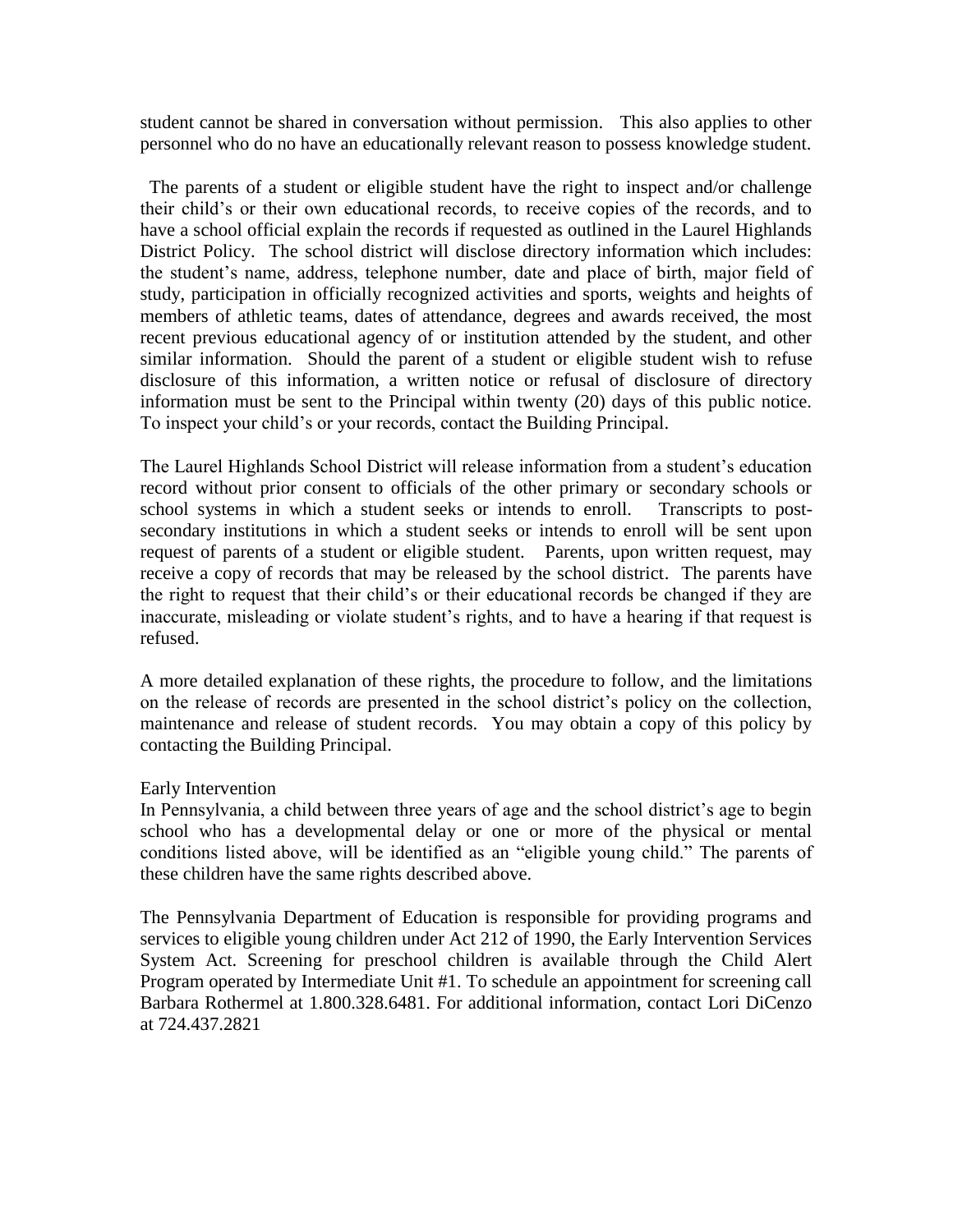student cannot be shared in conversation without permission. This also applies to other personnel who do no have an educationally relevant reason to possess knowledge student.

The parents of a student or eligible student have the right to inspect and/or challenge their child's or their own educational records, to receive copies of the records, and to have a school official explain the records if requested as outlined in the Laurel Highlands District Policy. The school district will disclose directory information which includes: the student's name, address, telephone number, date and place of birth, major field of study, participation in officially recognized activities and sports, weights and heights of members of athletic teams, dates of attendance, degrees and awards received, the most recent previous educational agency of or institution attended by the student, and other similar information. Should the parent of a student or eligible student wish to refuse disclosure of this information, a written notice or refusal of disclosure of directory information must be sent to the Principal within twenty (20) days of this public notice. To inspect your child's or your records, contact the Building Principal.

The Laurel Highlands School District will release information from a student's education record without prior consent to officials of the other primary or secondary schools or school systems in which a student seeks or intends to enroll. Transcripts to post-secondary institutions in which a student seeks or intends to enroll will be sent upon request of parents of a student or eligible student. Parents, upon written request, may receive a copy of records that may be released by the school district. The parents have the right to request that their child's or their educational records be changed if they are inaccurate, misleading or violate student's rights, and to have a hearing if that request is refused.

A more detailed explanation of these rights, the procedure to follow, and the limitations on the release of records are presented in the school district's policy on the collection, maintenance and release of student records. You may obtain a copy of this policy by contacting the Building Principal.

Early Intervention

In Pennsylvania, a child between three years of age and the school district's age to begin school who has a developmental delay or one or more of the physical or mental conditions listed above, will be identified as an "eligible young child." The parents of these children have the same rights described above.

The Pennsylvania Department of Education is responsible for providing programs and services to eligible young children under Act 212 of 1990, the Early Intervention Services System Act. Screening for preschool children is available through the Child Alert Program operated by Intermediate Unit #1. To schedule an appointment for screening call Barbara Rothermel at 1.800.328.6481. For additional information, contact Lori DiCenzo at 724.437.2821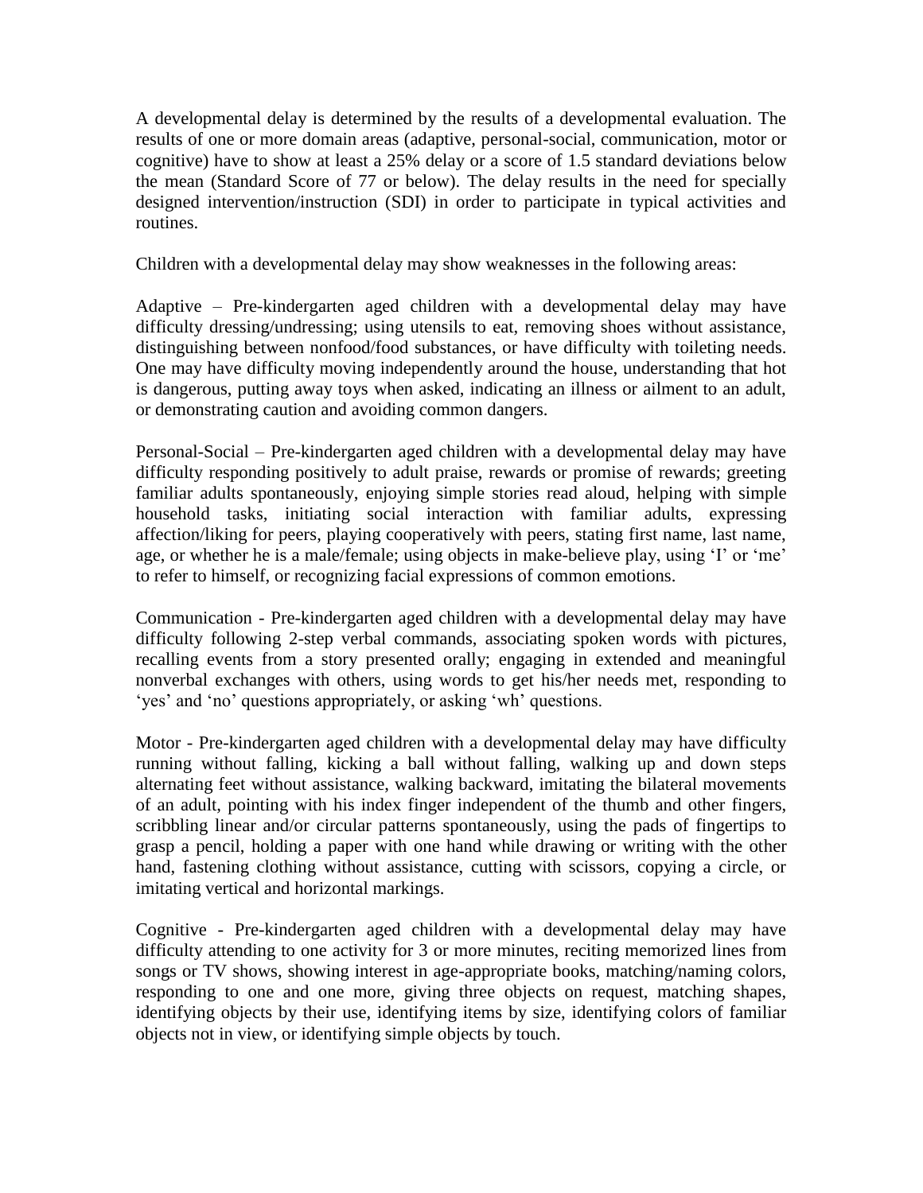A developmental delay is determined by the results of a developmental evaluation. The results of one or more domain areas (adaptive, personal-social, communication, motor or cognitive) have to show at least a 25% delay or a score of 1.5 standard deviations below the mean (Standard Score of 77 or below). The delay results in the need for specially designed intervention/instruction (SDI) in order to participate in typical activities and routines.

Children with a developmental delay may show weaknesses in the following areas:

Adaptive – Pre-kindergarten aged children with a developmental delay may have difficulty dressing/undressing; using utensils to eat, removing shoes without assistance, distinguishing between nonfood/food substances, or have difficulty with toileting needs. One may have difficulty moving independently around the house, understanding that hot is dangerous, putting away toys when asked, indicating an illness or ailment to an adult, or demonstrating caution and avoiding common dangers.

Personal-Social – Pre-kindergarten aged children with a developmental delay may have difficulty responding positively to adult praise, rewards or promise of rewards; greeting familiar adults spontaneously, enjoying simple stories read aloud, helping with simple household tasks, initiating social interaction with familiar adults, expressing affection/liking for peers, playing cooperatively with peers, stating first name, last name, age, or whether he is a male/female; using objects in make-believe play, using 'I' or 'me' to refer to himself, or recognizing facial expressions of common emotions.

Communication - Pre-kindergarten aged children with a developmental delay may have difficulty following 2-step verbal commands, associating spoken words with pictures, recalling events from a story presented orally; engaging in extended and meaningful nonverbal exchanges with others, using words to get his/her needs met, responding to 'yes' and 'no' questions appropriately, or asking 'wh' questions.

Motor - Pre-kindergarten aged children with a developmental delay may have difficulty running without falling, kicking a ball without falling, walking up and down steps alternating feet without assistance, walking backward, imitating the bilateral movements of an adult, pointing with his index finger independent of the thumb and other fingers, scribbling linear and/or circular patterns spontaneously, using the pads of fingertips to grasp a pencil, holding a paper with one hand while drawing or writing with the other hand, fastening clothing without assistance, cutting with scissors, copying a circle, or imitating vertical and horizontal markings.

Cognitive - Pre-kindergarten aged children with a developmental delay may have difficulty attending to one activity for 3 or more minutes, reciting memorized lines from songs or TV shows, showing interest in age-appropriate books, matching/naming colors, responding to one and one more, giving three objects on request, matching shapes, identifying objects by their use, identifying items by size, identifying colors of familiar objects not in view, or identifying simple objects by touch.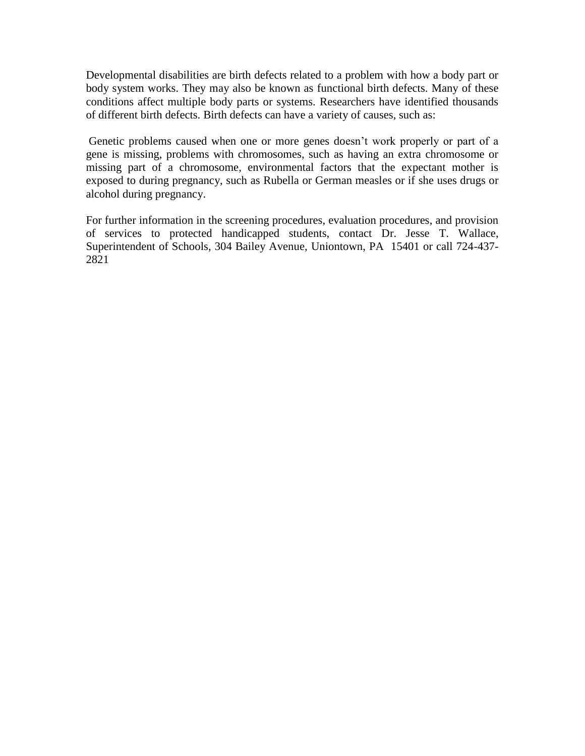Developmental disabilities are birth defects related to a problem with how a body part or body system works. They may also be known as functional birth defects. Many of these conditions affect multiple body parts or systems. Researchers have identified thousands of different birth defects. Birth defects can have a variety of causes, such as:

Genetic problems caused when one or more genes doesn't work properly or part of a gene is missing, problems with chromosomes, such as having an extra chromosome or missing part of a chromosome, environmental factors that the expectant mother is exposed to during pregnancy, such as Rubella or German measles or if she uses drugs or alcohol during pregnancy.

For further information in the screening procedures, evaluation procedures, and provision of services to protected handicapped students, contact Dr. Jesse T. Wallace, Superintendent of Schools, 304 Bailey Avenue, Uniontown, PA 15401 or call 724-437-2821